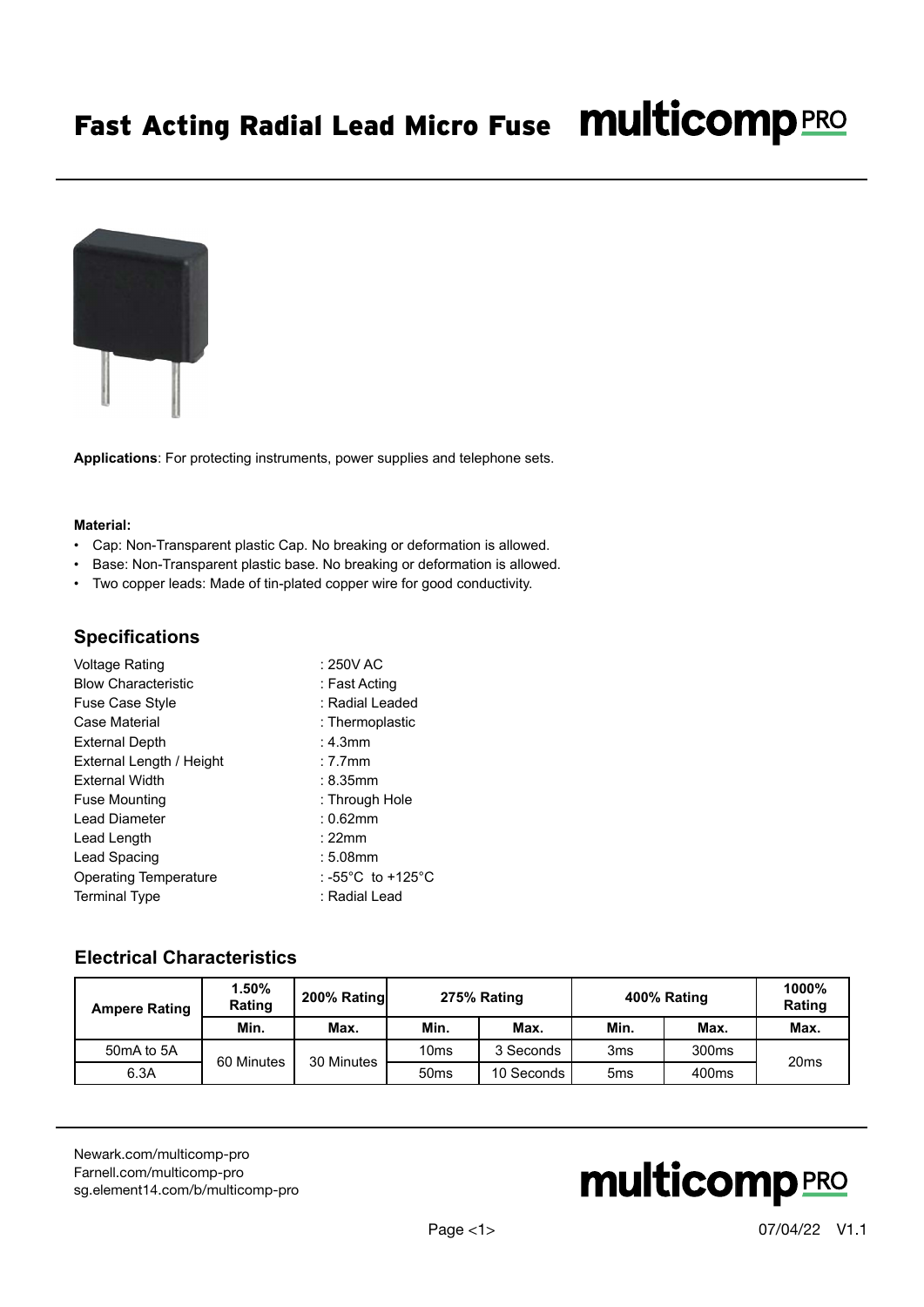# Fast Acting Radial Lead Micro Fuse

**Applications**: For protecting instruments, power supplies and telephone sets.

**Material:**

- Cap: Non-Transparent plastic Cap. No breaking or deformation is allowed.
- Base: Non-Transparent plastic base. No breaking or deformation is allowed.
- Two copper leads: Made of tin-plated copper wire for good conductivity.

## Specifications

| | |
|---|---|
| Voltage Rating | : 250V AC |
| Blow Characteristic | : Fast Acting |
| Fuse Case Style | : Radial Leaded |
| Case Material | : Thermoplastic |
| External Depth | : 4.3mm |
| External Length / Height | : 7.7mm |
| External Width | : 8.35mm |
| Fuse Mounting | : Through Hole |
| Lead Diameter | : 0.62mm |
| Lead Length | : 22mm |
| Lead Spacing | : 5.08mm |
| Operating Temperature | : -55°C to +125°C |
| Terminal Type | : Radial Lead |

## Electrical Characteristics

| Ampere Rating | 1.50% Rating | 200% Rating | 275% Rating | | 400% Rating | | 1000% Rating |
|---|---|---|---|---|---|---|---|
| | Min. | Max. | Min. | Max. | Min. | Max. | Max. |
| 50mA to 5A | 60 Minutes | 30 Minutes | 10ms | 3 Seconds | 3ms | 300ms | 20ms |
| 6.3A | | | 50ms | 10 Seconds | 5ms | 400ms | |

Newark.com/multicomp-pro
Farnell.com/multicomp-pro
sg.element14.com/b/multicomp-pro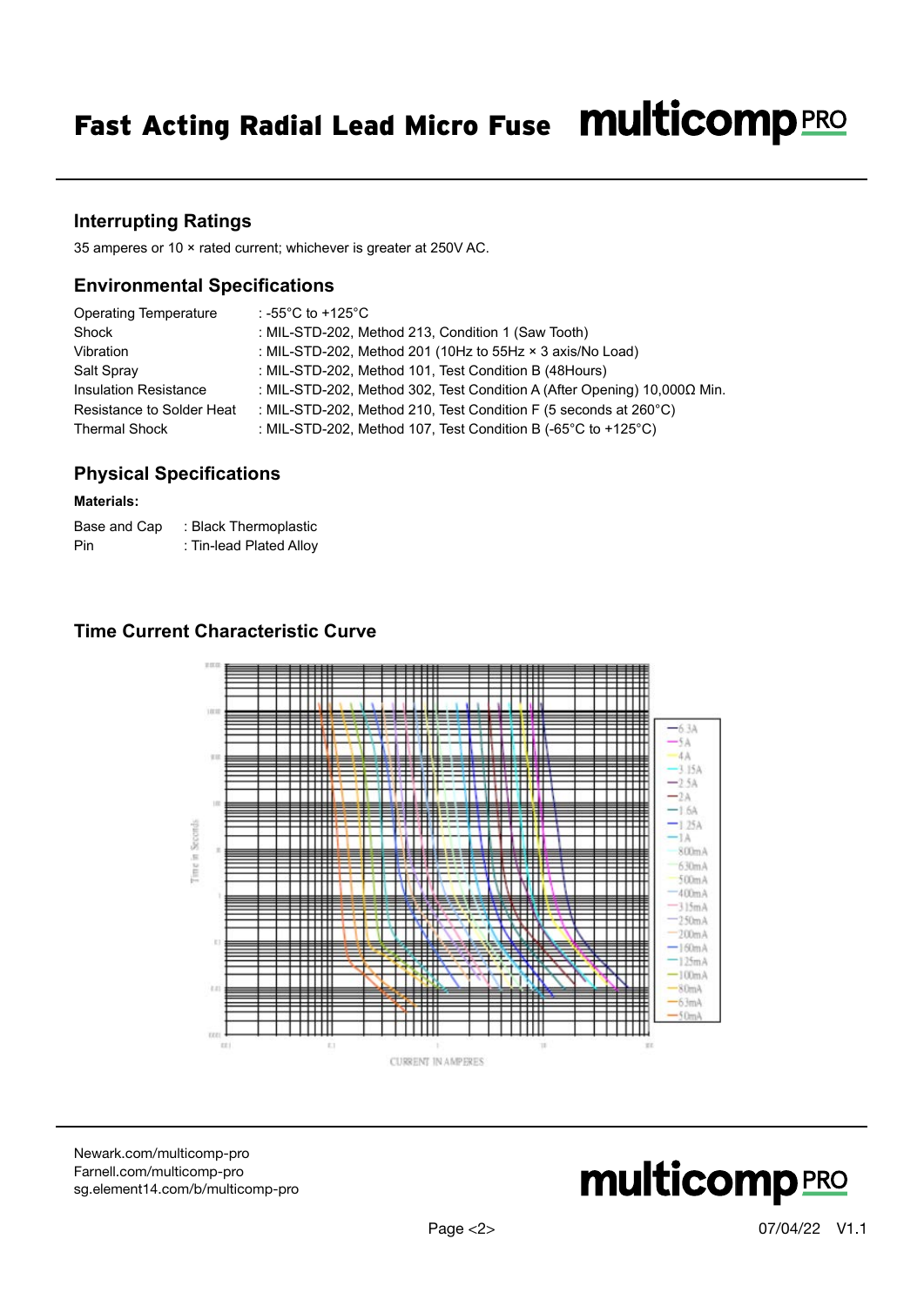## Interrupting Ratings

35 amperes or 10 × rated current; whichever is greater at 250V AC.

## Environmental Specifications

| | |
|---|---|
| Operating Temperature | : -55°C to +125°C |
| Shock | : MIL-STD-202, Method 213, Condition 1 (Saw Tooth) |
| Vibration | : MIL-STD-202, Method 201 (10Hz to 55Hz × 3 axis/No Load) |
| Salt Spray | : MIL-STD-202, Method 101, Test Condition B (48Hours) |
| Insulation Resistance | : MIL-STD-202, Method 302, Test Condition A (After Opening) 10,000Ω Min. |
| Resistance to Solder Heat | : MIL-STD-202, Method 210, Test Condition F (5 seconds at 260°C) |
| Thermal Shock | : MIL-STD-202, Method 107, Test Condition B (-65°C to +125°C) |

## Physical Specifications

**Materials:**

| | |
|---|---|
| Base and Cap | : Black Thermoplastic |
| Pin | : Tin-lead Plated Alloy |

## Time Current Characteristic Curve

Time in Seconds

CURRENT IN AMPERES

6.3A, 5A, 4A, 3.15A, 2.5A, 2A, 1.6A, 1.25A, 1A, 800mA, 630mA, 500mA, 400mA, 315mA, 250mA, 200mA, 160mA, 125mA, 100mA, 80mA, 63mA, 50mA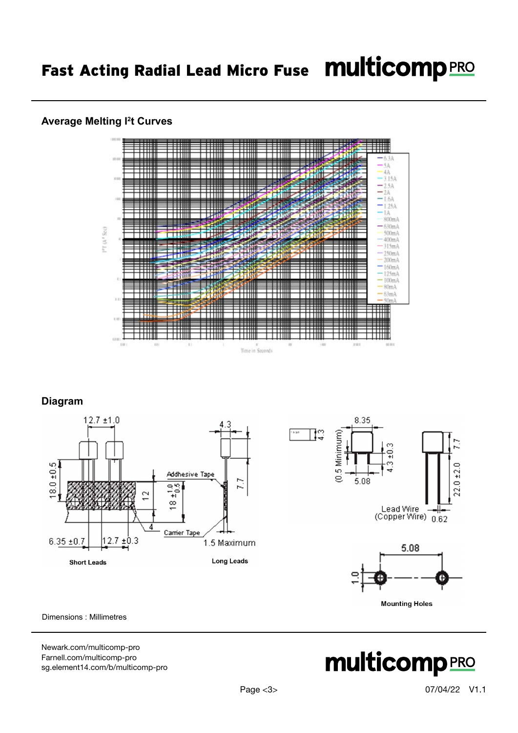## Average Melting I²t Curves

## Diagram

**Short Leads**

**Long Leads**

**Mounting Holes**

Dimensions : Millimetres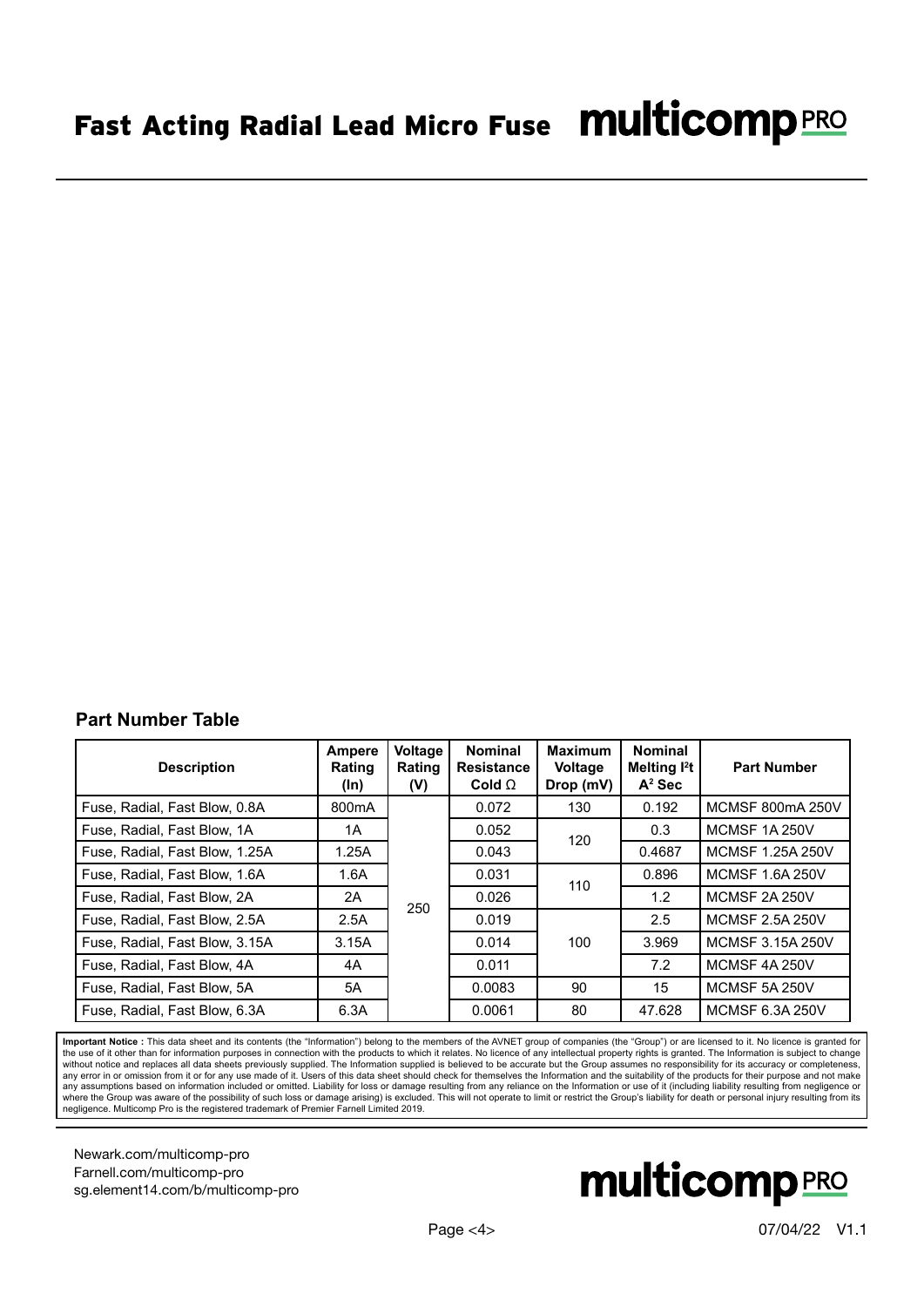## Part Number Table

| Description | Ampere Rating (In) | Voltage Rating (V) | Nominal Resistance Cold Ω | Maximum Voltage Drop (mV) | Nominal Melting $I^2t$ $A^2$ Sec | Part Number |
|---|---|---|---|---|---|---|
| Fuse, Radial, Fast Blow, 0.8A | 800mA | 250 | 0.072 | 130 | 0.192 | MCMSF 800mA 250V |
| Fuse, Radial, Fast Blow, 1A | 1A | | 0.052 | 120 | 0.3 | MCMSF 1A 250V |
| Fuse, Radial, Fast Blow, 1.25A | 1.25A | | 0.043 | | 0.4687 | MCMSF 1.25A 250V |
| Fuse, Radial, Fast Blow, 1.6A | 1.6A | | 0.031 | 110 | 0.896 | MCMSF 1.6A 250V |
| Fuse, Radial, Fast Blow, 2A | 2A | | 0.026 | | 1.2 | MCMSF 2A 250V |
| Fuse, Radial, Fast Blow, 2.5A | 2.5A | | 0.019 | 100 | 2.5 | MCMSF 2.5A 250V |
| Fuse, Radial, Fast Blow, 3.15A | 3.15A | | 0.014 | | 3.969 | MCMSF 3.15A 250V |
| Fuse, Radial, Fast Blow, 4A | 4A | | 0.011 | | 7.2 | MCMSF 4A 250V |
| Fuse, Radial, Fast Blow, 5A | 5A | | 0.0083 | 90 | 15 | MCMSF 5A 250V |
| Fuse, Radial, Fast Blow, 6.3A | 6.3A | | 0.0061 | 80 | 47.628 | MCMSF 6.3A 250V |

**Important Notice :** This data sheet and its contents (the "Information") belong to the members of the AVNET group of companies (the "Group") or are licensed to it. No licence is granted for the use of it other than for information purposes in connection with the products to which it relates. No licence of any intellectual property rights is granted. The Information is subject to change without notice and replaces all data sheets previously supplied. The Information supplied is believed to be accurate but the Group assumes no responsibility for its accuracy or completeness, any error in or omission from it or for any use made of it. Users of this data sheet should check for themselves the Information and the suitability of the products for their purpose and not make any assumptions based on information included or omitted. Liability for loss or damage resulting from any reliance on the Information or use of it (including liability resulting from negligence or where the Group was aware of the possibility of such loss or damage arising) is excluded. This will not operate to limit or restrict the Group's liability for death or personal injury resulting from its negligence. Multicomp Pro is the registered trademark of Premier Farnell Limited 2019.

Newark.com/multicomp-pro
Farnell.com/multicomp-pro
sg.element14.com/b/multicomp-pro

07/04/22 V1.1